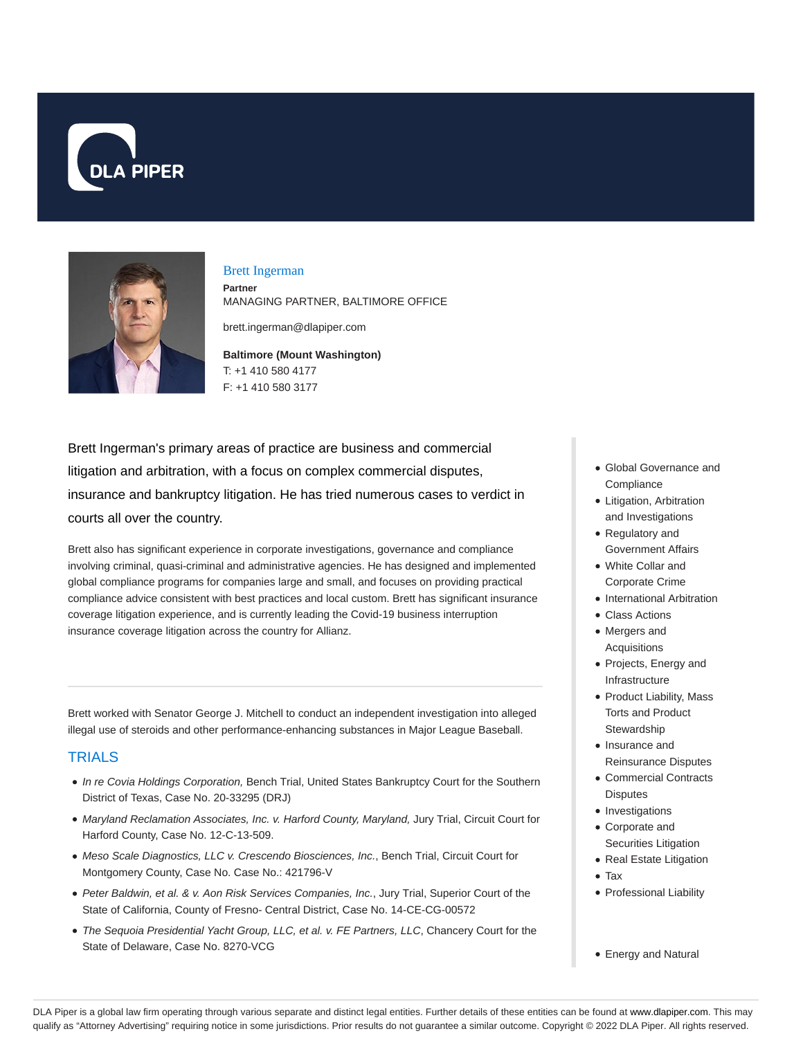# Brett Ingerman

**Partner**

MANAGING PARTNER, BALTIMORE OFFICE

brett.ingerman@dlapiper.com

**Baltimore (Mount Washington)**

T: +1 410 580 4177

F: +1 410 580 3177

Brett Ingerman's primary areas of practice are business and commercial litigation and arbitration, with a focus on complex commercial disputes, insurance and bankruptcy litigation. He has tried numerous cases to verdict in courts all over the country.

Brett also has significant experience in corporate investigations, governance and compliance involving criminal, quasi-criminal and administrative agencies. He has designed and implemented global compliance programs for companies large and small, and focuses on providing practical compliance advice consistent with best practices and local custom. Brett has significant insurance coverage litigation experience, and is currently leading the Covid-19 business interruption insurance coverage litigation across the country for Allianz.

- Global Governance and Compliance
- Litigation, Arbitration and Investigations
- Regulatory and Government Affairs
- White Collar and Corporate Crime
- International Arbitration
- Class Actions
- Mergers and Acquisitions
- Projects, Energy and Infrastructure
- Product Liability, Mass Torts and Product Stewardship
- Insurance and Reinsurance Disputes
- Commercial Contracts Disputes
- Investigations
- Corporate and Securities Litigation
- Real Estate Litigation
- Tax
- Professional Liability

- Energy and Natural

Brett worked with Senator George J. Mitchell to conduct an independent investigation into alleged illegal use of steroids and other performance-enhancing substances in Major League Baseball.

## TRIALS

- *In re Covia Holdings Corporation,* Bench Trial, United States Bankruptcy Court for the Southern District of Texas, Case No. 20-33295 (DRJ)
- *Maryland Reclamation Associates, Inc. v. Harford County, Maryland,* Jury Trial, Circuit Court for Harford County, Case No. 12-C-13-509.
- *Meso Scale Diagnostics, LLC v. Crescendo Biosciences, Inc.*, Bench Trial, Circuit Court for Montgomery County, Case No. Case No.: 421796-V
- *Peter Baldwin, et al. & v. Aon Risk Services Companies, Inc.*, Jury Trial, Superior Court of the State of California, County of Fresno- Central District, Case No. 14-CE-CG-00572
- *The Sequoia Presidential Yacht Group, LLC, et al. v. FE Partners, LLC*, Chancery Court for the State of Delaware, Case No. 8270-VCG

DLA Piper is a global law firm operating through various separate and distinct legal entities. Further details of these entities can be found at www.dlapiper.com. This may qualify as "Attorney Advertising" requiring notice in some jurisdictions. Prior results do not guarantee a similar outcome. Copyright © 2022 DLA Piper. All rights reserved.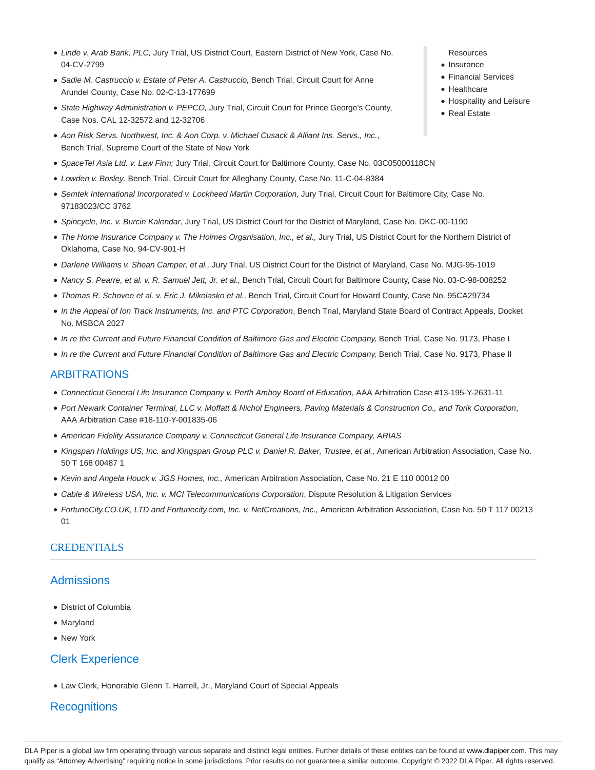- *Linde v. Arab Bank, PLC,* Jury Trial, US District Court, Eastern District of New York, Case No. 04-CV-2799
- *Sadie M. Castruccio v. Estate of Peter A. Castruccio,* Bench Trial, Circuit Court for Anne Arundel County, Case No. 02-C-13-177699
- *State Highway Administration v. PEPCO,* Jury Trial, Circuit Court for Prince George's County, Case Nos. CAL 12-32572 and 12-32706
- *Aon Risk Servs. Northwest, Inc. & Aon Corp. v. Michael Cusack & Alliant Ins. Servs., Inc.*, Bench Trial, Supreme Court of the State of New York
- *SpaceTel Asia Ltd. v. Law Firm;* Jury Trial, Circuit Court for Baltimore County, Case No. 03C05000118CN
- *Lowden v. Bosley*, Bench Trial, Circuit Court for Alleghany County, Case No. 11-C-04-8384
- *Semtek International Incorporated v. Lockheed Martin Corporation*, Jury Trial, Circuit Court for Baltimore City, Case No. 97183023/CC 3762
- *Spincycle, Inc. v. Burcin Kalendar*, Jury Trial, US District Court for the District of Maryland, Case No. DKC-00-1190
- *The Home Insurance Company v. The Holmes Organisation, Inc., et al.,* Jury Trial, US District Court for the Northern District of Oklahoma, Case No. 94-CV-901-H
- *Darlene Williams v. Shean Camper, et al.,* Jury Trial, US District Court for the District of Maryland, Case No. MJG-95-1019
- *Nancy S. Pearre, et al. v. R. Samuel Jett, Jr. et al.,* Bench Trial, Circuit Court for Baltimore County, Case No. 03-C-98-008252
- *Thomas R. Schovee et al. v. Eric J. Mikolasko et al.,* Bench Trial, Circuit Court for Howard County, Case No. 95CA29734
- *In the Appeal of Ion Track Instruments, Inc. and PTC Corporation*, Bench Trial, Maryland State Board of Contract Appeals, Docket No. MSBCA 2027
- *In re the Current and Future Financial Condition of Baltimore Gas and Electric Company,* Bench Trial, Case No. 9173, Phase I
- *In re the Current and Future Financial Condition of Baltimore Gas and Electric Company,* Bench Trial, Case No. 9173, Phase II

Resources

- Insurance
- Financial Services
- Healthcare
- Hospitality and Leisure
- Real Estate

## ARBITRATIONS

- *Connecticut General Life Insurance Company v. Perth Amboy Board of Education*, AAA Arbitration Case #13-195-Y-2631-11
- *Port Newark Container Terminal, LLC v. Moffatt & Nichol Engineers, Paving Materials & Construction Co., and Torik Corporation*, AAA Arbitration Case #18-110-Y-001835-06
- *American Fidelity Assurance Company v. Connecticut General Life Insurance Company, ARIAS*
- *Kingspan Holdings US, Inc. and Kingspan Group PLC v. Daniel R. Baker, Trustee, et al.,* American Arbitration Association, Case No. 50 T 168 00487 1
- *Kevin and Angela Houck v. JGS Homes, Inc.,* American Arbitration Association, Case No. 21 E 110 00012 00
- *Cable & Wireless USA, Inc. v. MCI Telecommunications Corporation*, Dispute Resolution & Litigation Services
- *FortuneCity.CO.UK, LTD and Fortunecity.com, Inc. v. NetCreations, Inc.,* American Arbitration Association, Case No. 50 T 117 00213 01

## CREDENTIALS

### Admissions

- District of Columbia
- Maryland
- New York

### Clerk Experience

- Law Clerk, Honorable Glenn T. Harrell, Jr., Maryland Court of Special Appeals

### Recognitions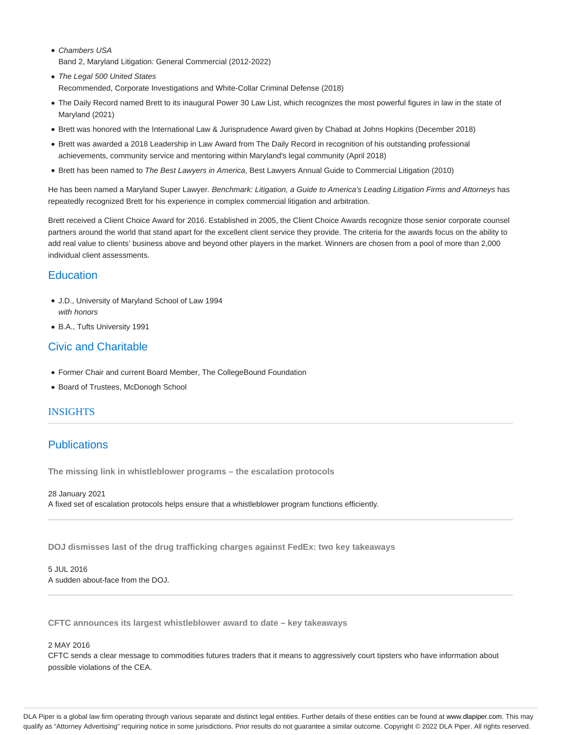- *Chambers USA*
  Band 2, Maryland Litigation: General Commercial (2012-2022)
- *The Legal 500 United States*
  Recommended, Corporate Investigations and White-Collar Criminal Defense (2018)
- The Daily Record named Brett to its inaugural Power 30 Law List, which recognizes the most powerful figures in law in the state of Maryland (2021)
- Brett was honored with the International Law & Jurisprudence Award given by Chabad at Johns Hopkins (December 2018)
- Brett was awarded a 2018 Leadership in Law Award from The Daily Record in recognition of his outstanding professional achievements, community service and mentoring within Maryland's legal community (April 2018)
- Brett has been named to *The Best Lawyers in America*, Best Lawyers Annual Guide to Commercial Litigation (2010)

He has been named a Maryland Super Lawyer. *Benchmark: Litigation, a Guide to America's Leading Litigation Firms and Attorneys* has repeatedly recognized Brett for his experience in complex commercial litigation and arbitration.

Brett received a Client Choice Award for 2016. Established in 2005, the Client Choice Awards recognize those senior corporate counsel partners around the world that stand apart for the excellent client service they provide. The criteria for the awards focus on the ability to add real value to clients' business above and beyond other players in the market. Winners are chosen from a pool of more than 2,000 individual client assessments.

## Education

- J.D., University of Maryland School of Law 1994
  *with honors*
- B.A., Tufts University 1991

## Civic and Charitable

- Former Chair and current Board Member, The CollegeBound Foundation
- Board of Trustees, McDonogh School

## INSIGHTS

## Publications

**The missing link in whistleblower programs – the escalation protocols**

28 January 2021
A fixed set of escalation protocols helps ensure that a whistleblower program functions efficiently.

**DOJ dismisses last of the drug trafficking charges against FedEx: two key takeaways**

5 JUL 2016
A sudden about-face from the DOJ.

**CFTC announces its largest whistleblower award to date – key takeaways**

2 MAY 2016
CFTC sends a clear message to commodities futures traders that it means to aggressively court tipsters who have information about possible violations of the CEA.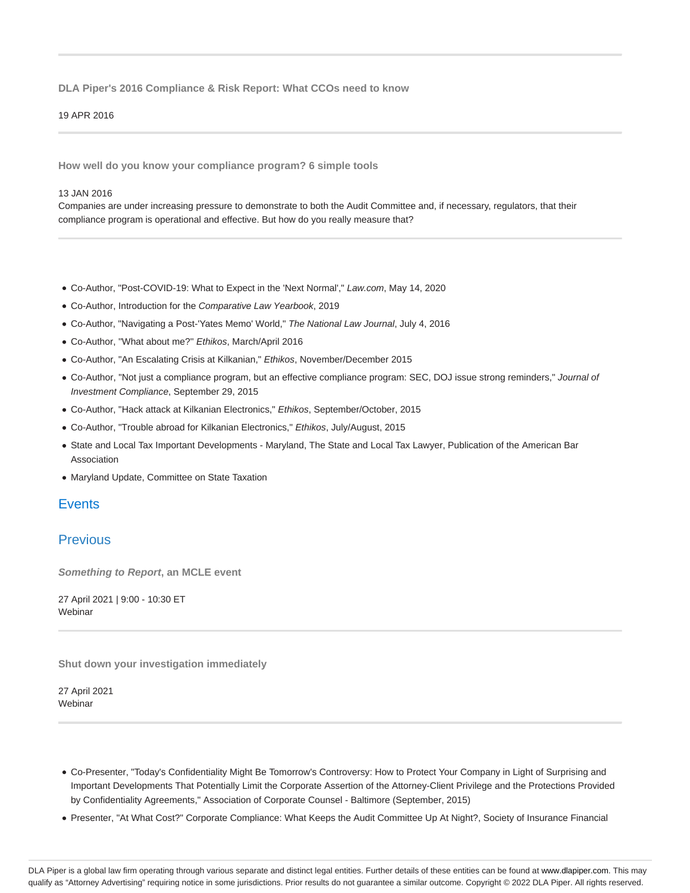**DLA Piper's 2016 Compliance & Risk Report: What CCOs need to know**

19 APR 2016

**How well do you know your compliance program? 6 simple tools**

13 JAN 2016

Companies are under increasing pressure to demonstrate to both the Audit Committee and, if necessary, regulators, that their compliance program is operational and effective. But how do you really measure that?

- Co-Author, "Post-COVID-19: What to Expect in the 'Next Normal'," *Law.com*, May 14, 2020
- Co-Author, Introduction for the *Comparative Law Yearbook*, 2019
- Co-Author, "Navigating a Post-'Yates Memo' World," *The National Law Journal*, July 4, 2016
- Co-Author, "What about me?" *Ethikos*, March/April 2016
- Co-Author, "An Escalating Crisis at Kilkanian," *Ethikos*, November/December 2015
- Co-Author, "Not just a compliance program, but an effective compliance program: SEC, DOJ issue strong reminders," *Journal of Investment Compliance*, September 29, 2015
- Co-Author, "Hack attack at Kilkanian Electronics," *Ethikos*, September/October, 2015
- Co-Author, "Trouble abroad for Kilkanian Electronics," *Ethikos*, July/August, 2015
- State and Local Tax Important Developments - Maryland, The State and Local Tax Lawyer, Publication of the American Bar Association
- Maryland Update, Committee on State Taxation

## Events

## Previous

***Something to Report*, an MCLE event**

27 April 2021 | 9:00 - 10:30 ET
Webinar

**Shut down your investigation immediately**

27 April 2021
Webinar

- Co-Presenter, "Today's Confidentiality Might Be Tomorrow's Controversy: How to Protect Your Company in Light of Surprising and Important Developments That Potentially Limit the Corporate Assertion of the Attorney-Client Privilege and the Protections Provided by Confidentiality Agreements," Association of Corporate Counsel - Baltimore (September, 2015)
- Presenter, "At What Cost?" Corporate Compliance: What Keeps the Audit Committee Up At Night?, Society of Insurance Financial

DLA Piper is a global law firm operating through various separate and distinct legal entities. Further details of these entities can be found at www.dlapiper.com. This may qualify as "Attorney Advertising" requiring notice in some jurisdictions. Prior results do not guarantee a similar outcome. Copyright © 2022 DLA Piper. All rights reserved.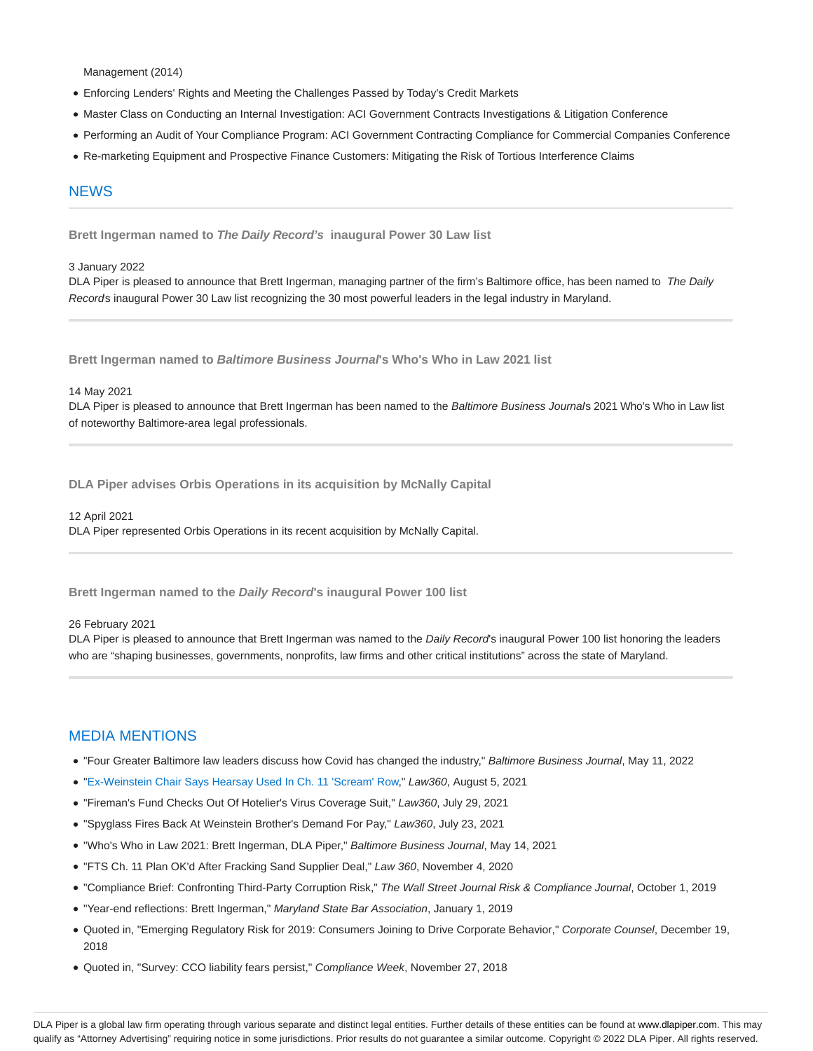Management (2014)

- Enforcing Lenders' Rights and Meeting the Challenges Passed by Today's Credit Markets
- Master Class on Conducting an Internal Investigation: ACI Government Contracts Investigations & Litigation Conference
- Performing an Audit of Your Compliance Program: ACI Government Contracting Compliance for Commercial Companies Conference
- Re-marketing Equipment and Prospective Finance Customers: Mitigating the Risk of Tortious Interference Claims

## NEWS

**Brett Ingerman named to *The Daily Record's* inaugural Power 30 Law list**

3 January 2022

DLA Piper is pleased to announce that Brett Ingerman, managing partner of the firm's Baltimore office, has been named to *The Daily Record*s inaugural Power 30 Law list recognizing the 30 most powerful leaders in the legal industry in Maryland.

**Brett Ingerman named to *Baltimore Business Journal*'s Who's Who in Law 2021 list**

14 May 2021

DLA Piper is pleased to announce that Brett Ingerman has been named to the *Baltimore Business Journal*s 2021 Who's Who in Law list of noteworthy Baltimore-area legal professionals.

**DLA Piper advises Orbis Operations in its acquisition by McNally Capital**

12 April 2021

DLA Piper represented Orbis Operations in its recent acquisition by McNally Capital.

**Brett Ingerman named to the *Daily Record*'s inaugural Power 100 list**

26 February 2021

DLA Piper is pleased to announce that Brett Ingerman was named to the *Daily Record*'s inaugural Power 100 list honoring the leaders who are "shaping businesses, governments, nonprofits, law firms and other critical institutions" across the state of Maryland.

## MEDIA MENTIONS

- "Four Greater Baltimore law leaders discuss how Covid has changed the industry," *Baltimore Business Journal*, May 11, 2022
- "Ex-Weinstein Chair Says Hearsay Used In Ch. 11 'Scream' Row," *Law360*, August 5, 2021
- "Fireman's Fund Checks Out Of Hotelier's Virus Coverage Suit," *Law360*, July 29, 2021
- "Spyglass Fires Back At Weinstein Brother's Demand For Pay," *Law360*, July 23, 2021
- "Who's Who in Law 2021: Brett Ingerman, DLA Piper," *Baltimore Business Journal*, May 14, 2021
- "FTS Ch. 11 Plan OK'd After Fracking Sand Supplier Deal," *Law 360*, November 4, 2020
- "Compliance Brief: Confronting Third-Party Corruption Risk," *The Wall Street Journal Risk & Compliance Journal*, October 1, 2019
- "Year-end reflections: Brett Ingerman," *Maryland State Bar Association*, January 1, 2019
- Quoted in, "Emerging Regulatory Risk for 2019: Consumers Joining to Drive Corporate Behavior," *Corporate Counsel*, December 19, 2018
- Quoted in, "Survey: CCO liability fears persist," *Compliance Week*, November 27, 2018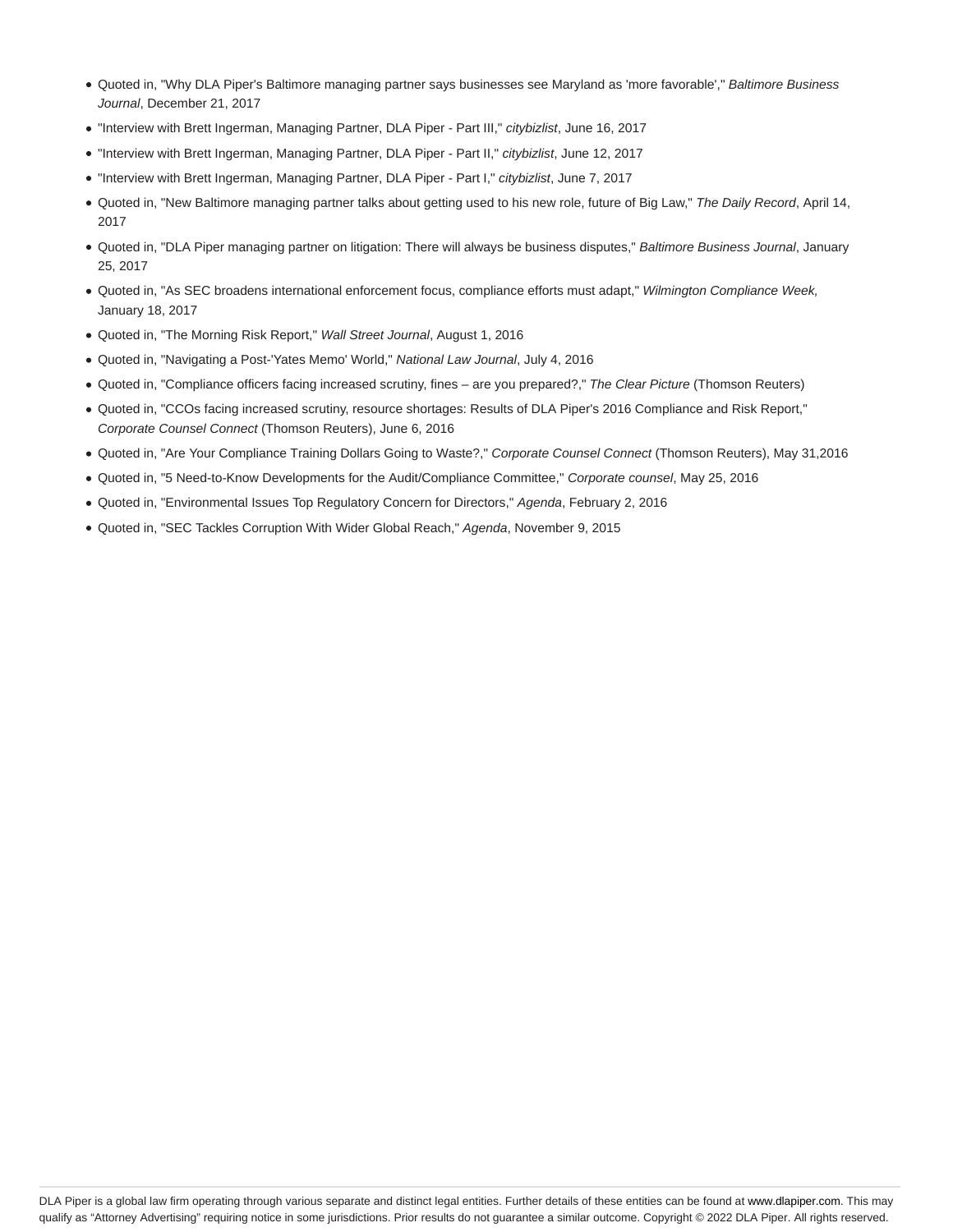- Quoted in, "Why DLA Piper's Baltimore managing partner says businesses see Maryland as 'more favorable'," *Baltimore Business Journal*, December 21, 2017
- "Interview with Brett Ingerman, Managing Partner, DLA Piper - Part III," *citybizlist*, June 16, 2017
- "Interview with Brett Ingerman, Managing Partner, DLA Piper - Part II," *citybizlist*, June 12, 2017
- "Interview with Brett Ingerman, Managing Partner, DLA Piper - Part I," *citybizlist*, June 7, 2017
- Quoted in, "New Baltimore managing partner talks about getting used to his new role, future of Big Law," *The Daily Record*, April 14, 2017
- Quoted in, "DLA Piper managing partner on litigation: There will always be business disputes," *Baltimore Business Journal*, January 25, 2017
- Quoted in, "As SEC broadens international enforcement focus, compliance efforts must adapt," *Wilmington Compliance Week,* January 18, 2017
- Quoted in, "The Morning Risk Report," *Wall Street Journal*, August 1, 2016
- Quoted in, "Navigating a Post-'Yates Memo' World," *National Law Journal*, July 4, 2016
- Quoted in, "Compliance officers facing increased scrutiny, fines – are you prepared?," *The Clear Picture* (Thomson Reuters)
- Quoted in, "CCOs facing increased scrutiny, resource shortages: Results of DLA Piper's 2016 Compliance and Risk Report," *Corporate Counsel Connect* (Thomson Reuters), June 6, 2016
- Quoted in, "Are Your Compliance Training Dollars Going to Waste?," *Corporate Counsel Connect* (Thomson Reuters), May 31,2016
- Quoted in, "5 Need-to-Know Developments for the Audit/Compliance Committee," *Corporate counsel*, May 25, 2016
- Quoted in, "Environmental Issues Top Regulatory Concern for Directors," *Agenda*, February 2, 2016
- Quoted in, "SEC Tackles Corruption With Wider Global Reach," *Agenda*, November 9, 2015

DLA Piper is a global law firm operating through various separate and distinct legal entities. Further details of these entities can be found at www.dlapiper.com. This may qualify as "Attorney Advertising" requiring notice in some jurisdictions. Prior results do not guarantee a similar outcome. Copyright © 2022 DLA Piper. All rights reserved.